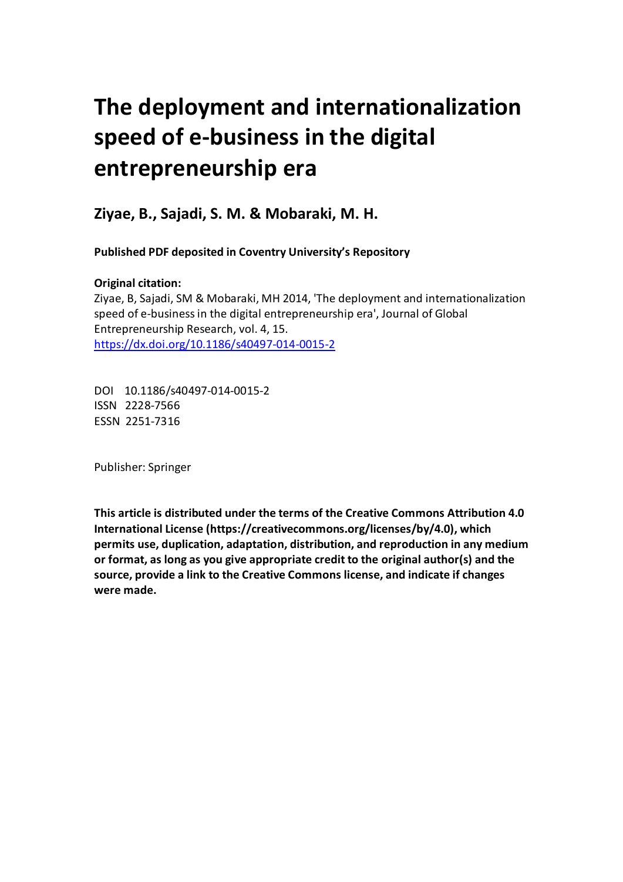# The deployment and internationalization speed of e-business in the digital entrepreneurship era

**Ziyae, B., Sajadi, S. M. & Mobaraki, M. H.**

**Published PDF deposited in Coventry University's Repository**

**Original citation:**

Ziyae, B, Sajadi, SM & Mobaraki, MH 2014, 'The deployment and internationalization speed of e-business in the digital entrepreneurship era', Journal of Global Entrepreneurship Research, vol. 4, 15.
https://dx.doi.org/10.1186/s40497-014-0015-2

DOI 10.1186/s40497-014-0015-2
ISSN 2228-7566
ESSN 2251-7316

Publisher: Springer

**This article is distributed under the terms of the Creative Commons Attribution 4.0 International License (https://creativecommons.org/licenses/by/4.0), which permits use, duplication, adaptation, distribution, and reproduction in any medium or format, as long as you give appropriate credit to the original author(s) and the source, provide a link to the Creative Commons license, and indicate if changes were made.**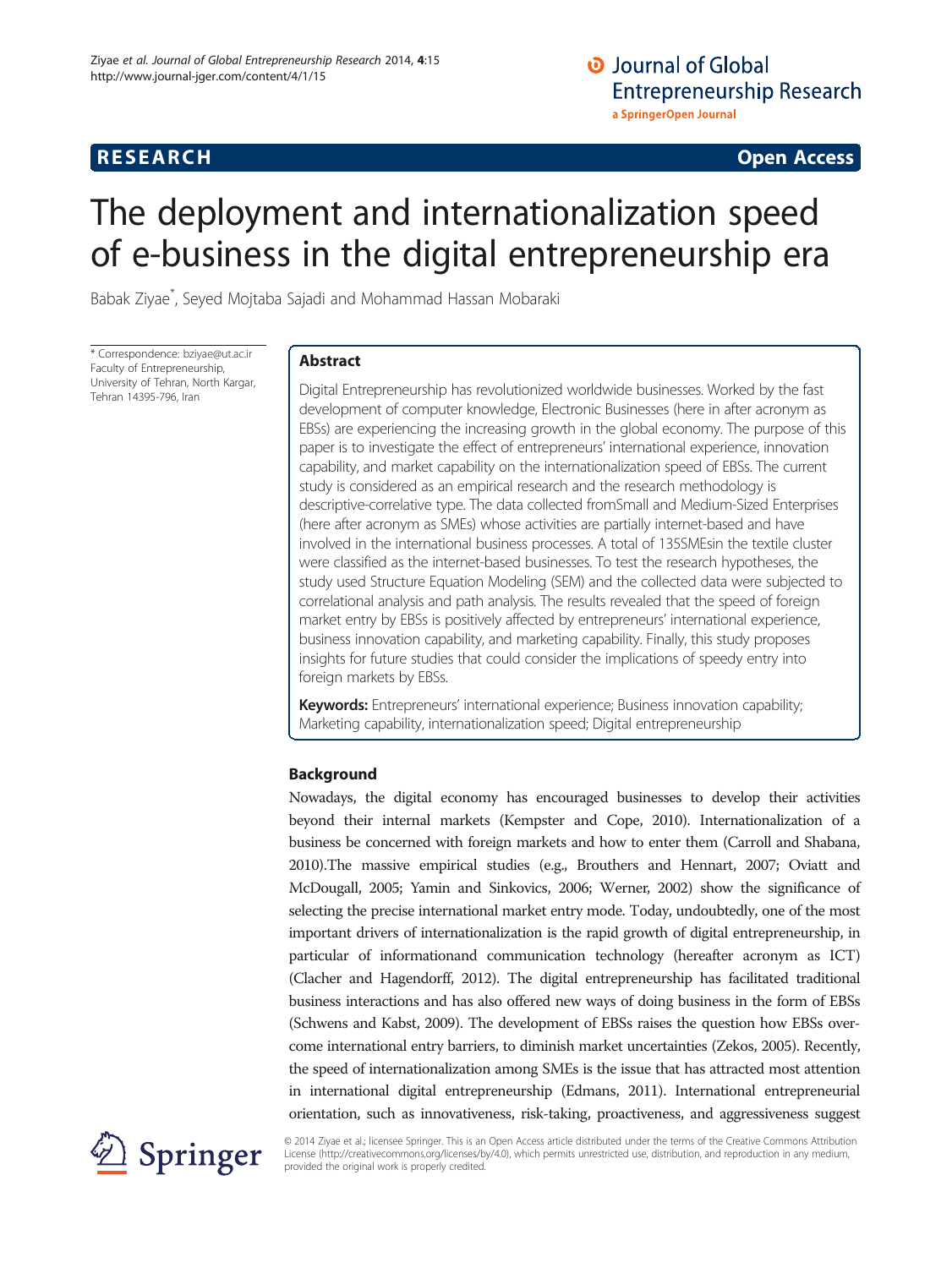# RESEARCH

**Open Access**

# The deployment and internationalization speed of e-business in the digital entrepreneurship era

Babak Ziyae*, Seyed Mojtaba Sajadi and Mohammad Hassan Mobaraki

\* Correspondence: bziyae@ut.ac.ir
Faculty of Entrepreneurship, University of Tehran, North Kargar, Tehran 14395-796, Iran

## Abstract

Digital Entrepreneurship has revolutionized worldwide businesses. Worked by the fast development of computer knowledge, Electronic Businesses (here in after acronym as EBSs) are experiencing the increasing growth in the global economy. The purpose of this paper is to investigate the effect of entrepreneurs' international experience, innovation capability, and market capability on the internationalization speed of EBSs. The current study is considered as an empirical research and the research methodology is descriptive-correlative type. The data collected fromSmall and Medium-Sized Enterprises (here after acronym as SMEs) whose activities are partially internet-based and have involved in the international business processes. A total of 135SMEsin the textile cluster were classified as the internet-based businesses. To test the research hypotheses, the study used Structure Equation Modeling (SEM) and the collected data were subjected to correlational analysis and path analysis. The results revealed that the speed of foreign market entry by EBSs is positively affected by entrepreneurs' international experience, business innovation capability, and marketing capability. Finally, this study proposes insights for future studies that could consider the implications of speedy entry into foreign markets by EBSs.

**Keywords:** Entrepreneurs' international experience; Business innovation capability; Marketing capability, internationalization speed; Digital entrepreneurship

## Background

Nowadays, the digital economy has encouraged businesses to develop their activities beyond their internal markets (Kempster and Cope, 2010). Internationalization of a business be concerned with foreign markets and how to enter them (Carroll and Shabana, 2010).The massive empirical studies (e.g., Brouthers and Hennart, 2007; Oviatt and McDougall, 2005; Yamin and Sinkovics, 2006; Werner, 2002) show the significance of selecting the precise international market entry mode. Today, undoubtedly, one of the most important drivers of internationalization is the rapid growth of digital entrepreneurship, in particular of informationand communication technology (hereafter acronym as ICT) (Clacher and Hagendorff, 2012). The digital entrepreneurship has facilitated traditional business interactions and has also offered new ways of doing business in the form of EBSs (Schwens and Kabst, 2009). The development of EBSs raises the question how EBSs overcome international entry barriers, to diminish market uncertainties (Zekos, 2005). Recently, the speed of internationalization among SMEs is the issue that has attracted most attention in international digital entrepreneurship (Edmans, 2011). International entrepreneurial orientation, such as innovativeness, risk-taking, proactiveness, and aggressiveness suggest

© 2014 Ziyae et al.; licensee Springer. This is an Open Access article distributed under the terms of the Creative Commons Attribution License (http://creativecommons.org/licenses/by/4.0), which permits unrestricted use, distribution, and reproduction in any medium, provided the original work is properly credited.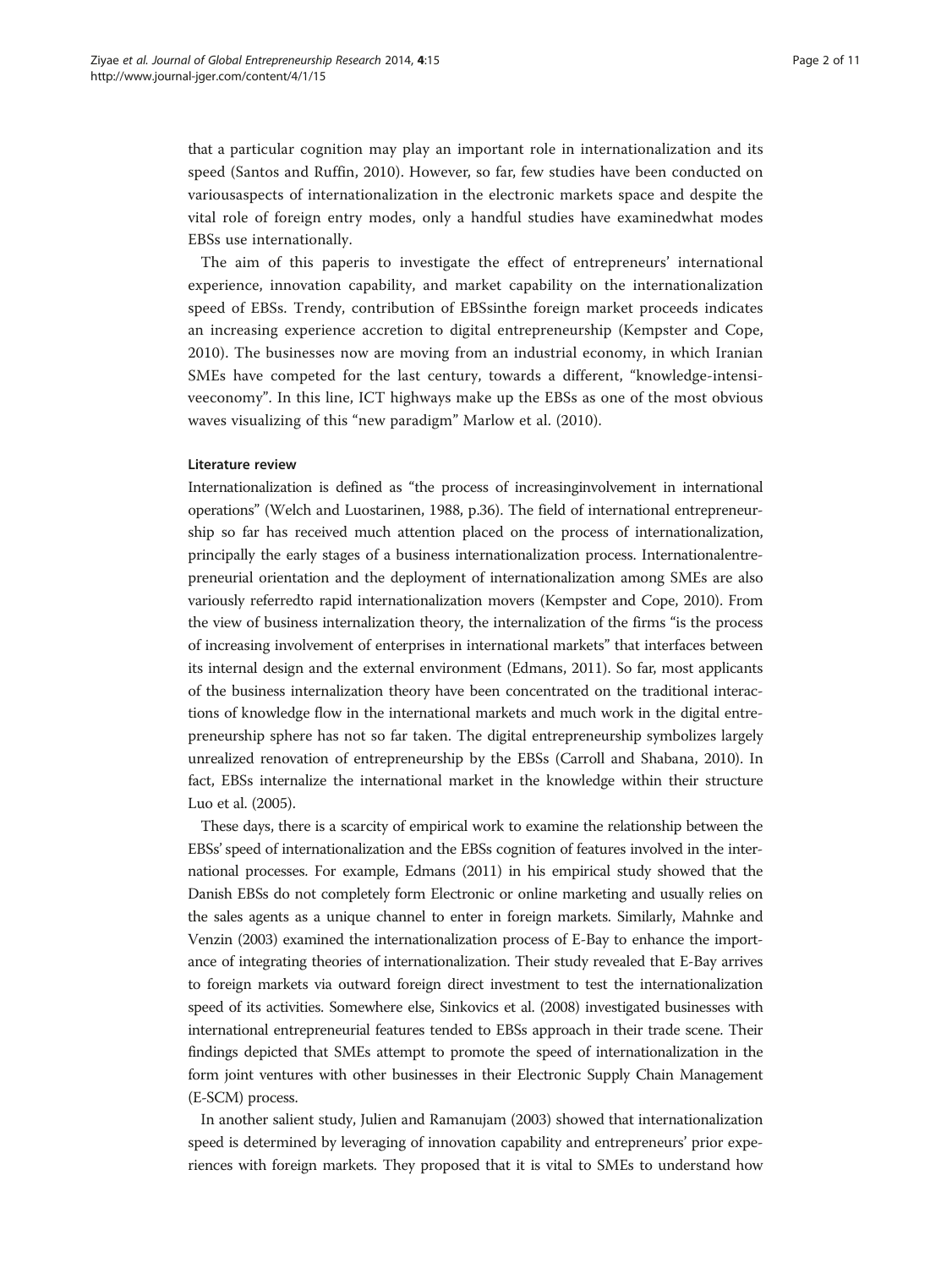that a particular cognition may play an important role in internationalization and its speed (Santos and Ruffin, 2010). However, so far, few studies have been conducted on variousaspects of internationalization in the electronic markets space and despite the vital role of foreign entry modes, only a handful studies have examinedwhat modes EBSs use internationally.

The aim of this paperis to investigate the effect of entrepreneurs' international experience, innovation capability, and market capability on the internationalization speed of EBSs. Trendy, contribution of EBSsinthe foreign market proceeds indicates an increasing experience accretion to digital entrepreneurship (Kempster and Cope, 2010). The businesses now are moving from an industrial economy, in which Iranian SMEs have competed for the last century, towards a different, "knowledge-intensiveeconomy". In this line, ICT highways make up the EBSs as one of the most obvious waves visualizing of this "new paradigm" Marlow et al. (2010).

#### Literature review

Internationalization is defined as "the process of increasinginvolvement in international operations" (Welch and Luostarinen, 1988, p.36). The field of international entrepreneurship so far has received much attention placed on the process of internationalization, principally the early stages of a business internationalization process. Internationalentrepreneurial orientation and the deployment of internationalization among SMEs are also variously referredto rapid internationalization movers (Kempster and Cope, 2010). From the view of business internalization theory, the internalization of the firms "is the process of increasing involvement of enterprises in international markets" that interfaces between its internal design and the external environment (Edmans, 2011). So far, most applicants of the business internalization theory have been concentrated on the traditional interactions of knowledge flow in the international markets and much work in the digital entrepreneurship sphere has not so far taken. The digital entrepreneurship symbolizes largely unrealized renovation of entrepreneurship by the EBSs (Carroll and Shabana, 2010). In fact, EBSs internalize the international market in the knowledge within their structure Luo et al. (2005).

These days, there is a scarcity of empirical work to examine the relationship between the EBSs' speed of internationalization and the EBSs cognition of features involved in the international processes. For example, Edmans (2011) in his empirical study showed that the Danish EBSs do not completely form Electronic or online marketing and usually relies on the sales agents as a unique channel to enter in foreign markets. Similarly, Mahnke and Venzin (2003) examined the internationalization process of E-Bay to enhance the importance of integrating theories of internationalization. Their study revealed that E-Bay arrives to foreign markets via outward foreign direct investment to test the internationalization speed of its activities. Somewhere else, Sinkovics et al. (2008) investigated businesses with international entrepreneurial features tended to EBSs approach in their trade scene. Their findings depicted that SMEs attempt to promote the speed of internationalization in the form joint ventures with other businesses in their Electronic Supply Chain Management (E-SCM) process.

In another salient study, Julien and Ramanujam (2003) showed that internationalization speed is determined by leveraging of innovation capability and entrepreneurs' prior experiences with foreign markets. They proposed that it is vital to SMEs to understand how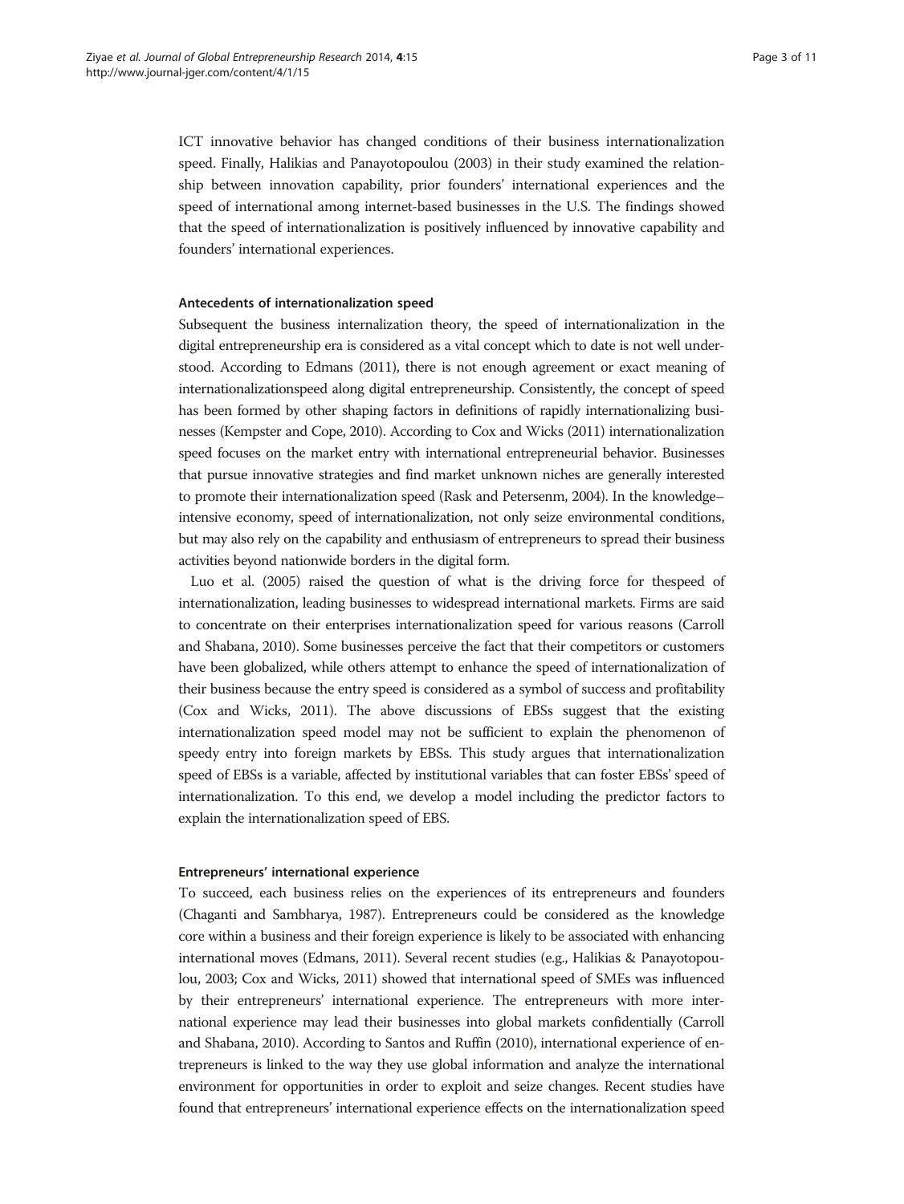ICT innovative behavior has changed conditions of their business internationalization speed. Finally, Halikias and Panayotopoulou (2003) in their study examined the relationship between innovation capability, prior founders' international experiences and the speed of international among internet-based businesses in the U.S. The findings showed that the speed of internationalization is positively influenced by innovative capability and founders' international experiences.

#### Antecedents of internationalization speed

Subsequent the business internalization theory, the speed of internationalization in the digital entrepreneurship era is considered as a vital concept which to date is not well understood. According to Edmans (2011), there is not enough agreement or exact meaning of internationalizationspeed along digital entrepreneurship. Consistently, the concept of speed has been formed by other shaping factors in definitions of rapidly internationalizing businesses (Kempster and Cope, 2010). According to Cox and Wicks (2011) internationalization speed focuses on the market entry with international entrepreneurial behavior. Businesses that pursue innovative strategies and find market unknown niches are generally interested to promote their internationalization speed (Rask and Petersenm, 2004). In the knowledge–intensive economy, speed of internationalization, not only seize environmental conditions, but may also rely on the capability and enthusiasm of entrepreneurs to spread their business activities beyond nationwide borders in the digital form.

Luo et al. (2005) raised the question of what is the driving force for thespeed of internationalization, leading businesses to widespread international markets. Firms are said to concentrate on their enterprises internationalization speed for various reasons (Carroll and Shabana, 2010). Some businesses perceive the fact that their competitors or customers have been globalized, while others attempt to enhance the speed of internationalization of their business because the entry speed is considered as a symbol of success and profitability (Cox and Wicks, 2011). The above discussions of EBSs suggest that the existing internationalization speed model may not be sufficient to explain the phenomenon of speedy entry into foreign markets by EBSs. This study argues that internationalization speed of EBSs is a variable, affected by institutional variables that can foster EBSs' speed of internationalization. To this end, we develop a model including the predictor factors to explain the internationalization speed of EBS.

#### Entrepreneurs' international experience

To succeed, each business relies on the experiences of its entrepreneurs and founders (Chaganti and Sambharya, 1987). Entrepreneurs could be considered as the knowledge core within a business and their foreign experience is likely to be associated with enhancing international moves (Edmans, 2011). Several recent studies (e.g., Halikias & Panayotopoulou, 2003; Cox and Wicks, 2011) showed that international speed of SMEs was influenced by their entrepreneurs' international experience. The entrepreneurs with more international experience may lead their businesses into global markets confidentially (Carroll and Shabana, 2010). According to Santos and Ruffin (2010), international experience of entrepreneurs is linked to the way they use global information and analyze the international environment for opportunities in order to exploit and seize changes. Recent studies have found that entrepreneurs' international experience effects on the internationalization speed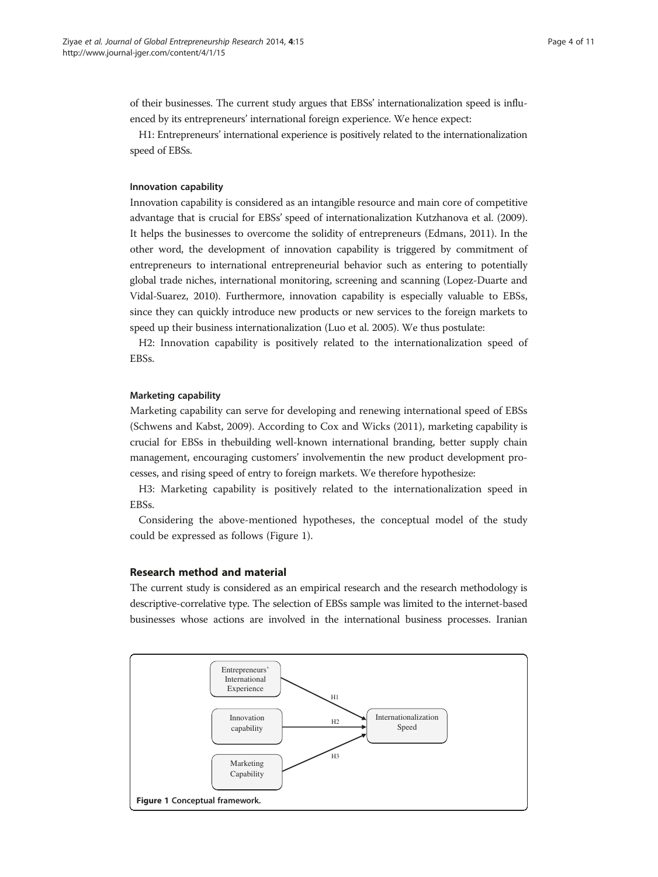of their businesses. The current study argues that EBSs' internationalization speed is influenced by its entrepreneurs' international foreign experience. We hence expect:

H1: Entrepreneurs' international experience is positively related to the internationalization speed of EBSs.

#### Innovation capability

Innovation capability is considered as an intangible resource and main core of competitive advantage that is crucial for EBSs' speed of internationalization Kutzhanova et al. (2009). It helps the businesses to overcome the solidity of entrepreneurs (Edmans, 2011). In the other word, the development of innovation capability is triggered by commitment of entrepreneurs to international entrepreneurial behavior such as entering to potentially global trade niches, international monitoring, screening and scanning (Lopez-Duarte and Vidal-Suarez, 2010). Furthermore, innovation capability is especially valuable to EBSs, since they can quickly introduce new products or new services to the foreign markets to speed up their business internationalization (Luo et al. 2005). We thus postulate:

H2: Innovation capability is positively related to the internationalization speed of EBSs.

#### Marketing capability

Marketing capability can serve for developing and renewing international speed of EBSs (Schwens and Kabst, 2009). According to Cox and Wicks (2011), marketing capability is crucial for EBSs in thebuilding well-known international branding, better supply chain management, encouraging customers' involvementin the new product development processes, and rising speed of entry to foreign markets. We therefore hypothesize:

H3: Marketing capability is positively related to the internationalization speed in EBSs.

Considering the above-mentioned hypotheses, the conceptual model of the study could be expressed as follows (Figure 1).

## Research method and material

The current study is considered as an empirical research and the research methodology is descriptive-correlative type. The selection of EBSs sample was limited to the internet-based businesses whose actions are involved in the international business processes. Iranian

Entrepreneurs' International Experience → (H1) → Internationalization Speed
Innovation capability → (H2) → Internationalization Speed
Marketing Capability → (H3) → Internationalization Speed

**Figure 1** Conceptual framework.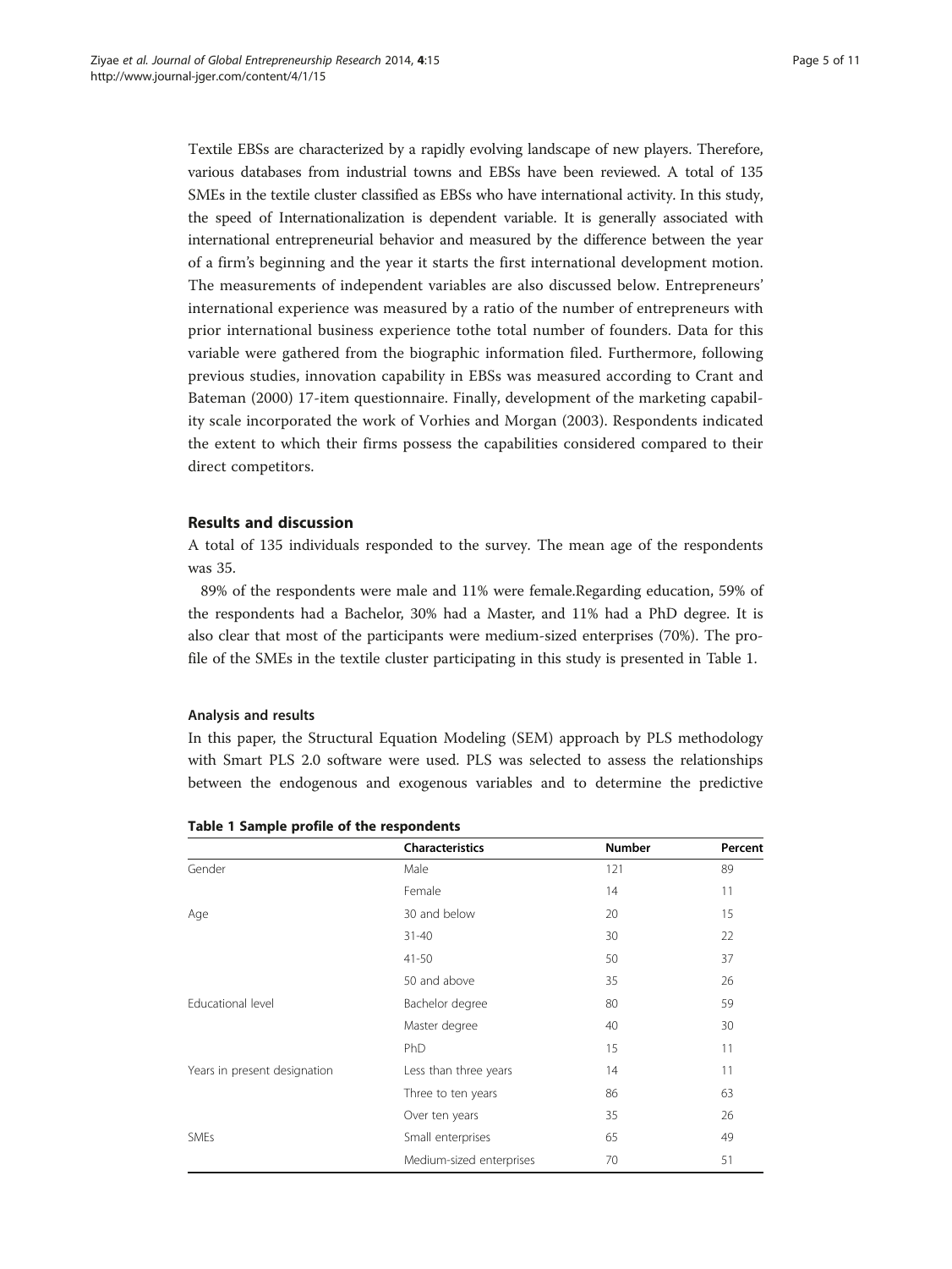Textile EBSs are characterized by a rapidly evolving landscape of new players. Therefore, various databases from industrial towns and EBSs have been reviewed. A total of 135 SMEs in the textile cluster classified as EBSs who have international activity. In this study, the speed of Internationalization is dependent variable. It is generally associated with international entrepreneurial behavior and measured by the difference between the year of a firm's beginning and the year it starts the first international development motion. The measurements of independent variables are also discussed below. Entrepreneurs' international experience was measured by a ratio of the number of entrepreneurs with prior international business experience tothe total number of founders. Data for this variable were gathered from the biographic information filed. Furthermore, following previous studies, innovation capability in EBSs was measured according to Crant and Bateman (2000) 17-item questionnaire. Finally, development of the marketing capability scale incorporated the work of Vorhies and Morgan (2003). Respondents indicated the extent to which their firms possess the capabilities considered compared to their direct competitors.

## Results and discussion

A total of 135 individuals responded to the survey. The mean age of the respondents was 35.

89% of the respondents were male and 11% were female.Regarding education, 59% of the respondents had a Bachelor, 30% had a Master, and 11% had a PhD degree. It is also clear that most of the participants were medium-sized enterprises (70%). The profile of the SMEs in the textile cluster participating in this study is presented in Table 1.

### Analysis and results

In this paper, the Structural Equation Modeling (SEM) approach by PLS methodology with Smart PLS 2.0 software were used. PLS was selected to assess the relationships between the endogenous and exogenous variables and to determine the predictive

**Table 1 Sample profile of the respondents**

| | Characteristics | Number | Percent |
|---|---|---|---|
| Gender | Male | 121 | 89 |
| | Female | 14 | 11 |
| Age | 30 and below | 20 | 15 |
| | 31-40 | 30 | 22 |
| | 41-50 | 50 | 37 |
| | 50 and above | 35 | 26 |
| Educational level | Bachelor degree | 80 | 59 |
| | Master degree | 40 | 30 |
| | PhD | 15 | 11 |
| Years in present designation | Less than three years | 14 | 11 |
| | Three to ten years | 86 | 63 |
| | Over ten years | 35 | 26 |
| SMEs | Small enterprises | 65 | 49 |
| | Medium-sized enterprises | 70 | 51 |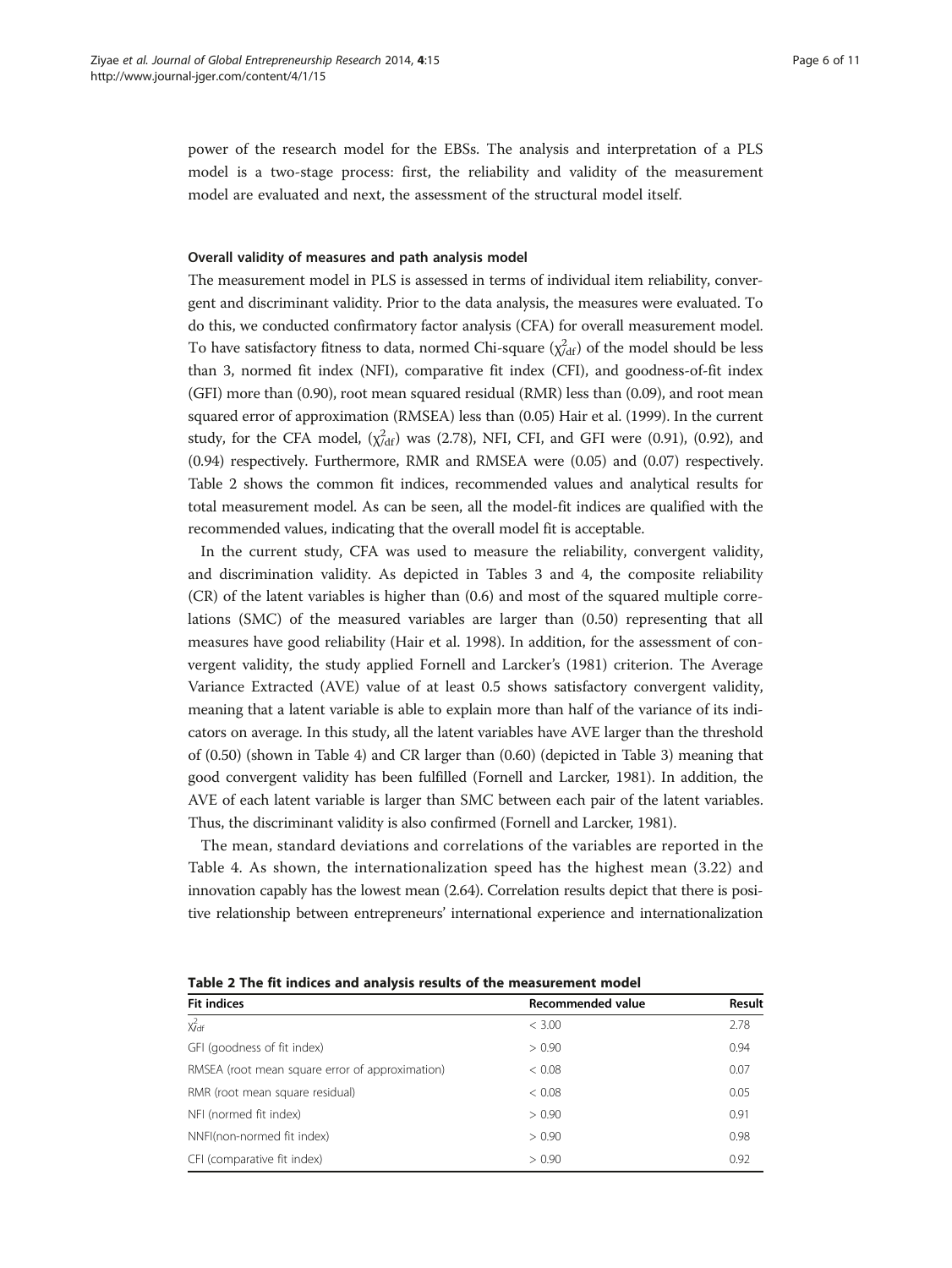power of the research model for the EBSs. The analysis and interpretation of a PLS model is a two-stage process: first, the reliability and validity of the measurement model are evaluated and next, the assessment of the structural model itself.

#### Overall validity of measures and path analysis model

The measurement model in PLS is assessed in terms of individual item reliability, convergent and discriminant validity. Prior to the data analysis, the measures were evaluated. To do this, we conducted confirmatory factor analysis (CFA) for overall measurement model. To have satisfactory fitness to data, normed Chi-square ($\chi^2_{/df}$) of the model should be less than 3, normed fit index (NFI), comparative fit index (CFI), and goodness-of-fit index (GFI) more than (0.90), root mean squared residual (RMR) less than (0.09), and root mean squared error of approximation (RMSEA) less than (0.05) Hair et al. (1999). In the current study, for the CFA model, ($\chi^2_{/df}$) was (2.78), NFI, CFI, and GFI were (0.91), (0.92), and (0.94) respectively. Furthermore, RMR and RMSEA were (0.05) and (0.07) respectively. Table 2 shows the common fit indices, recommended values and analytical results for total measurement model. As can be seen, all the model-fit indices are qualified with the recommended values, indicating that the overall model fit is acceptable.

In the current study, CFA was used to measure the reliability, convergent validity, and discrimination validity. As depicted in Tables 3 and 4, the composite reliability (CR) of the latent variables is higher than (0.6) and most of the squared multiple correlations (SMC) of the measured variables are larger than (0.50) representing that all measures have good reliability (Hair et al. 1998). In addition, for the assessment of convergent validity, the study applied Fornell and Larcker's (1981) criterion. The Average Variance Extracted (AVE) value of at least 0.5 shows satisfactory convergent validity, meaning that a latent variable is able to explain more than half of the variance of its indicators on average. In this study, all the latent variables have AVE larger than the threshold of (0.50) (shown in Table 4) and CR larger than (0.60) (depicted in Table 3) meaning that good convergent validity has been fulfilled (Fornell and Larcker, 1981). In addition, the AVE of each latent variable is larger than SMC between each pair of the latent variables. Thus, the discriminant validity is also confirmed (Fornell and Larcker, 1981).

The mean, standard deviations and correlations of the variables are reported in the Table 4. As shown, the internationalization speed has the highest mean (3.22) and innovation capably has the lowest mean (2.64). Correlation results depict that there is positive relationship between entrepreneurs' international experience and internationalization

**Table 2 The fit indices and analysis results of the measurement model**

| Fit indices | Recommended value | Result |
|---|---|---|
| $\chi^2_{/df}$ | < 3.00 | 2.78 |
| GFI (goodness of fit index) | > 0.90 | 0.94 |
| RMSEA (root mean square error of approximation) | < 0.08 | 0.07 |
| RMR (root mean square residual) | < 0.08 | 0.05 |
| NFI (normed fit index) | > 0.90 | 0.91 |
| NNFI(non-normed fit index) | > 0.90 | 0.98 |
| CFI (comparative fit index) | > 0.90 | 0.92 |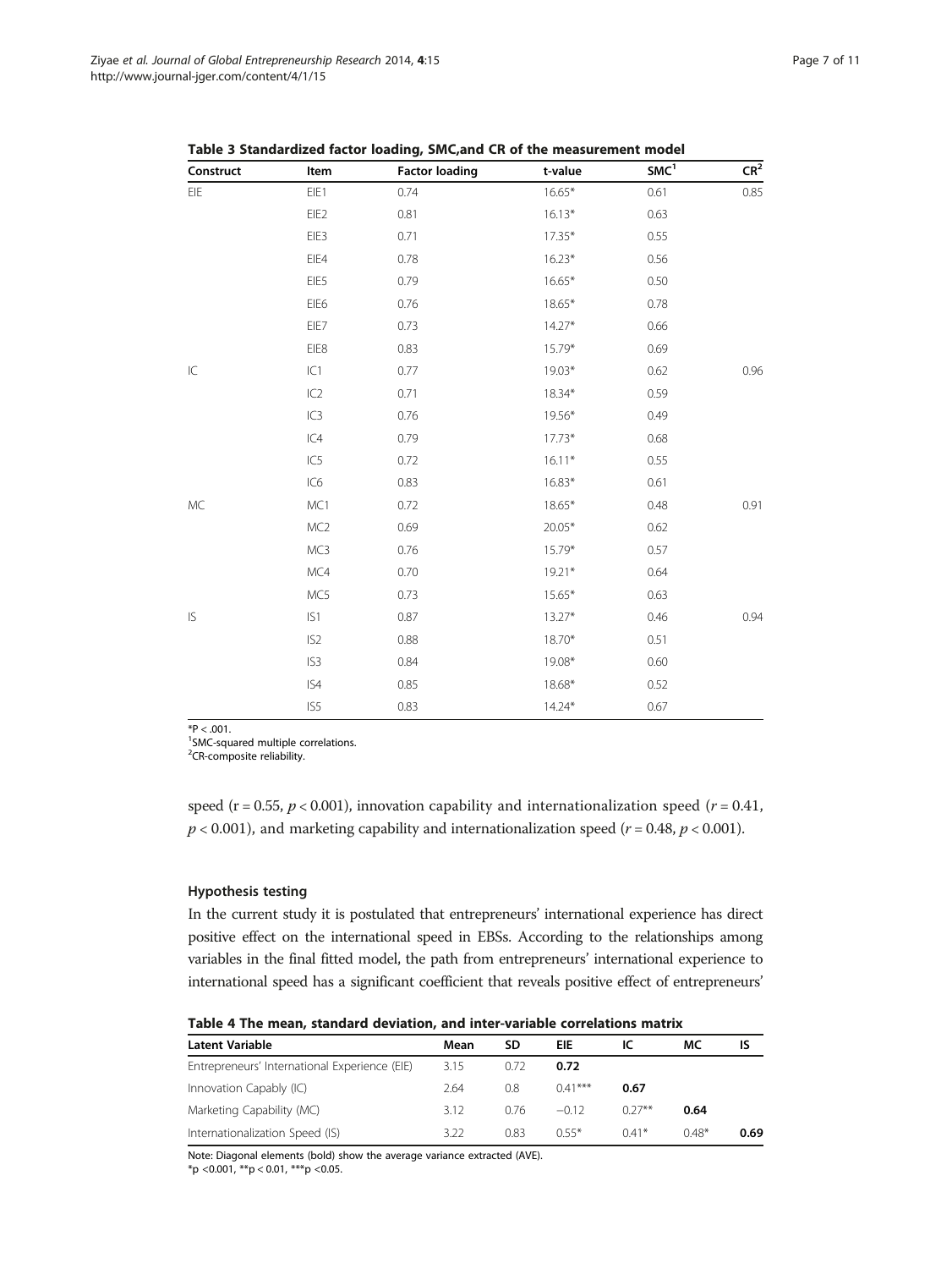**Table 3 Standardized factor loading, SMC,and CR of the measurement model**

| Construct | Item | Factor loading | t-value | SMC[1] | CR[2] |
|---|---|---|---|---|---|
| EIE | EIE1 | 0.74 | 16.65* | 0.61 | 0.85 |
| | EIE2 | 0.81 | 16.13* | 0.63 | |
| | EIE3 | 0.71 | 17.35* | 0.55 | |
| | EIE4 | 0.78 | 16.23* | 0.56 | |
| | EIE5 | 0.79 | 16.65* | 0.50 | |
| | EIE6 | 0.76 | 18.65* | 0.78 | |
| | EIE7 | 0.73 | 14.27* | 0.66 | |
| | EIE8 | 0.83 | 15.79* | 0.69 | |
| IC | IC1 | 0.77 | 19.03* | 0.62 | 0.96 |
| | IC2 | 0.71 | 18.34* | 0.59 | |
| | IC3 | 0.76 | 19.56* | 0.49 | |
| | IC4 | 0.79 | 17.73* | 0.68 | |
| | IC5 | 0.72 | 16.11* | 0.55 | |
| | IC6 | 0.83 | 16.83* | 0.61 | |
| MC | MC1 | 0.72 | 18.65* | 0.48 | 0.91 |
| | MC2 | 0.69 | 20.05* | 0.62 | |
| | MC3 | 0.76 | 15.79* | 0.57 | |
| | MC4 | 0.70 | 19.21* | 0.64 | |
| | MC5 | 0.73 | 15.65* | 0.63 | |
| IS | IS1 | 0.87 | 13.27* | 0.46 | 0.94 |
| | IS2 | 0.88 | 18.70* | 0.51 | |
| | IS3 | 0.84 | 19.08* | 0.60 | |
| | IS4 | 0.85 | 18.68* | 0.52 | |
| | IS5 | 0.83 | 14.24* | 0.67 | |

*P < .001.
[1]SMC-squared multiple correlations.
[2]CR-composite reliability.

speed ($r = 0.55$, $p < 0.001$), innovation capability and internationalization speed ($r = 0.41$, $p < 0.001$), and marketing capability and internationalization speed ($r = 0.48$, $p < 0.001$).

### Hypothesis testing

In the current study it is postulated that entrepreneurs' international experience has direct positive effect on the international speed in EBSs. According to the relationships among variables in the final fitted model, the path from entrepreneurs' international experience to international speed has a significant coefficient that reveals positive effect of entrepreneurs'

**Table 4 The mean, standard deviation, and inter-variable correlations matrix**

| Latent Variable | Mean | SD | EIE | IC | MC | IS |
|---|---|---|---|---|---|---|
| Entrepreneurs' International Experience (EIE) | 3.15 | 0.72 | **0.72** | | | |
| Innovation Capably (IC) | 2.64 | 0.8 | 0.41*** | **0.67** | | |
| Marketing Capability (MC) | 3.12 | 0.76 | −0.12 | 0.27** | **0.64** | |
| Internationalization Speed (IS) | 3.22 | 0.83 | 0.55* | 0.41* | 0.48* | **0.69** |

Note: Diagonal elements (bold) show the average variance extracted (AVE).
*p <0.001, **p < 0.01, ***p <0.05.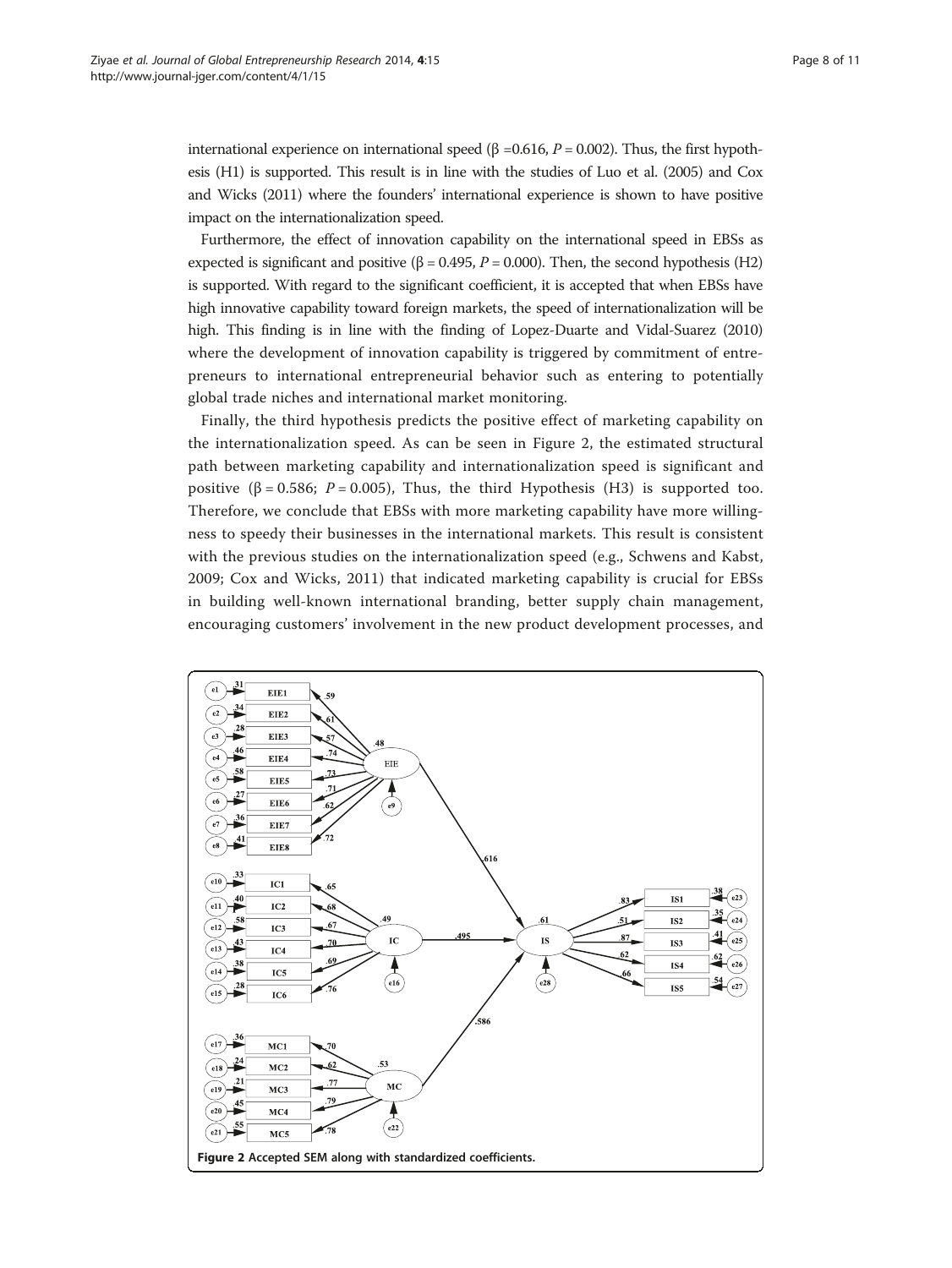international experience on international speed (β =0.616, $P = 0.002$). Thus, the first hypothesis (H1) is supported. This result is in line with the studies of Luo et al. (2005) and Cox and Wicks (2011) where the founders' international experience is shown to have positive impact on the internationalization speed.

Furthermore, the effect of innovation capability on the international speed in EBSs as expected is significant and positive (β = 0.495, $P = 0.000$). Then, the second hypothesis (H2) is supported. With regard to the significant coefficient, it is accepted that when EBSs have high innovative capability toward foreign markets, the speed of internationalization will be high. This finding is in line with the finding of Lopez-Duarte and Vidal-Suarez (2010) where the development of innovation capability is triggered by commitment of entrepreneurs to international entrepreneurial behavior such as entering to potentially global trade niches and international market monitoring.

Finally, the third hypothesis predicts the positive effect of marketing capability on the internationalization speed. As can be seen in Figure 2, the estimated structural path between marketing capability and internationalization speed is significant and positive (β = 0.586; $P = 0.005$), Thus, the third Hypothesis (H3) is supported too. Therefore, we conclude that EBSs with more marketing capability have more willingness to speedy their businesses in the international markets. This result is consistent with the previous studies on the internationalization speed (e.g., Schwens and Kabst, 2009; Cox and Wicks, 2011) that indicated marketing capability is crucial for EBSs in building well-known international branding, better supply chain management, encouraging customers' involvement in the new product development processes, and

**Figure 2 Accepted SEM along with standardized coefficients.**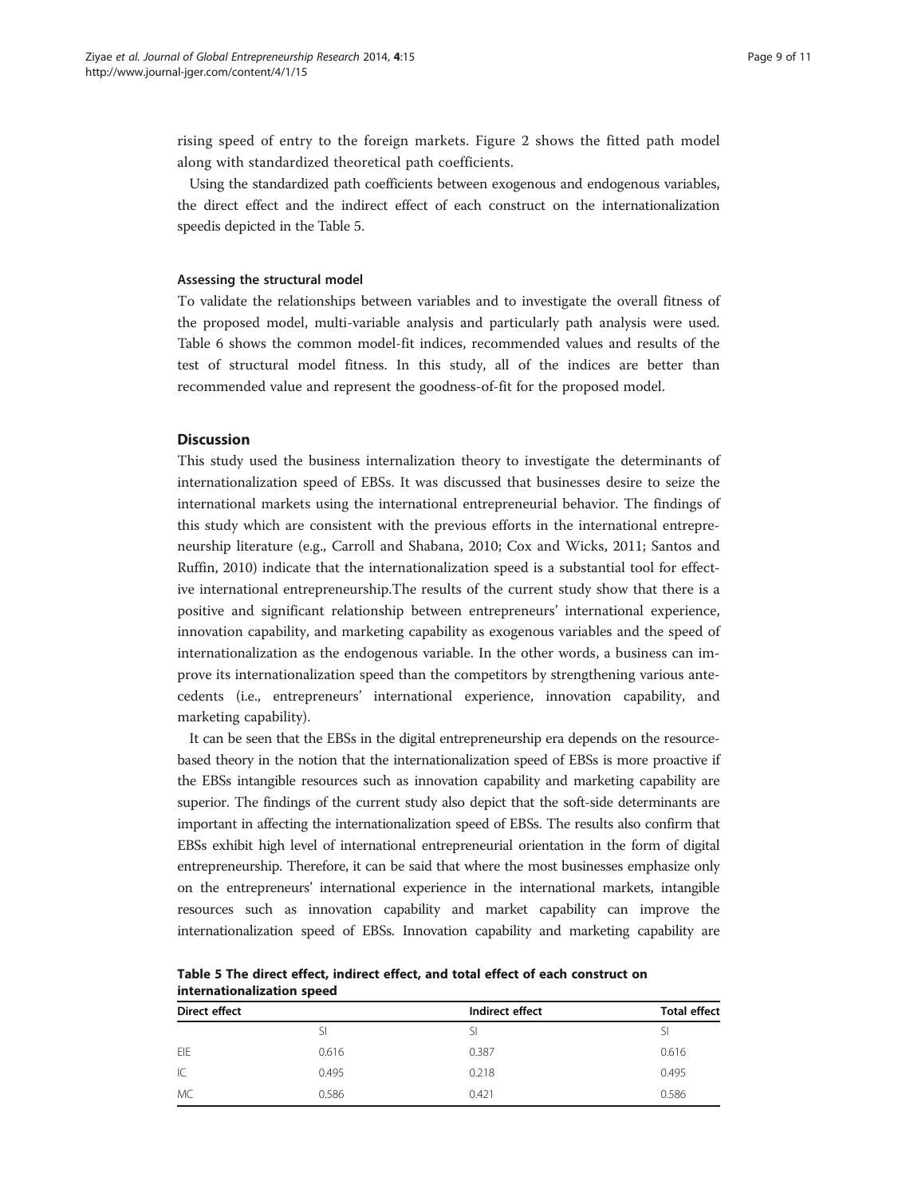rising speed of entry to the foreign markets. Figure 2 shows the fitted path model along with standardized theoretical path coefficients.

Using the standardized path coefficients between exogenous and endogenous variables, the direct effect and the indirect effect of each construct on the internationalization speedis depicted in the Table 5.

#### Assessing the structural model

To validate the relationships between variables and to investigate the overall fitness of the proposed model, multi-variable analysis and particularly path analysis were used. Table 6 shows the common model-fit indices, recommended values and results of the test of structural model fitness. In this study, all of the indices are better than recommended value and represent the goodness-of-fit for the proposed model.

## Discussion

This study used the business internalization theory to investigate the determinants of internationalization speed of EBSs. It was discussed that businesses desire to seize the international markets using the international entrepreneurial behavior. The findings of this study which are consistent with the previous efforts in the international entrepreneurship literature (e.g., Carroll and Shabana, 2010; Cox and Wicks, 2011; Santos and Ruffin, 2010) indicate that the internationalization speed is a substantial tool for effective international entrepreneurship.The results of the current study show that there is a positive and significant relationship between entrepreneurs' international experience, innovation capability, and marketing capability as exogenous variables and the speed of internationalization as the endogenous variable. In the other words, a business can improve its internationalization speed than the competitors by strengthening various antecedents (i.e., entrepreneurs' international experience, innovation capability, and marketing capability).

It can be seen that the EBSs in the digital entrepreneurship era depends on the resource-based theory in the notion that the internationalization speed of EBSs is more proactive if the EBSs intangible resources such as innovation capability and marketing capability are superior. The findings of the current study also depict that the soft-side determinants are important in affecting the internationalization speed of EBSs. The results also confirm that EBSs exhibit high level of international entrepreneurial orientation in the form of digital entrepreneurship. Therefore, it can be said that where the most businesses emphasize only on the entrepreneurs' international experience in the international markets, intangible resources such as innovation capability and market capability can improve the internationalization speed of EBSs. Innovation capability and marketing capability are

**Table 5 The direct effect, indirect effect, and total effect of each construct on internationalization speed**

| Direct effect | | Indirect effect | Total effect |
|---|---|---|---|
| | SI | SI | SI |
| EIE | 0.616 | 0.387 | 0.616 |
| IC | 0.495 | 0.218 | 0.495 |
| MC | 0.586 | 0.421 | 0.586 |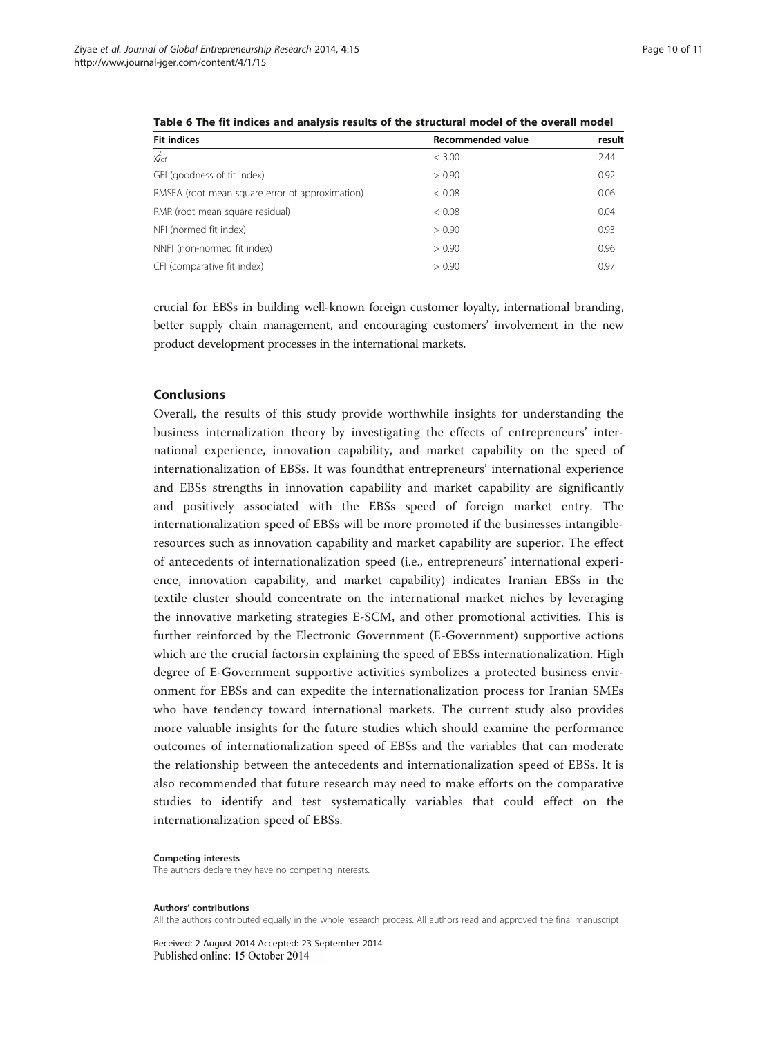**Table 6 The fit indices and analysis results of the structural model of the overall model**

| Fit indices | Recommended value | result |
| --- | --- | --- |
| $\chi^2_{df}$ | < 3.00 | 2.44 |
| GFI (goodness of fit index) | > 0.90 | 0.92 |
| RMSEA (root mean square error of approximation) | < 0.08 | 0.06 |
| RMR (root mean square residual) | < 0.08 | 0.04 |
| NFI (normed fit index) | > 0.90 | 0.93 |
| NNFI (non-normed fit index) | > 0.90 | 0.96 |
| CFI (comparative fit index) | > 0.90 | 0.97 |

crucial for EBSs in building well-known foreign customer loyalty, international branding, better supply chain management, and encouraging customers' involvement in the new product development processes in the international markets.

## Conclusions

Overall, the results of this study provide worthwhile insights for understanding the business internalization theory by investigating the effects of entrepreneurs' international experience, innovation capability, and market capability on the speed of internationalization of EBSs. It was foundthat entrepreneurs' international experience and EBSs strengths in innovation capability and market capability are significantly and positively associated with the EBSs speed of foreign market entry. The internationalization speed of EBSs will be more promoted if the businesses intangible-resources such as innovation capability and market capability are superior. The effect of antecedents of internationalization speed (i.e., entrepreneurs' international experience, innovation capability, and market capability) indicates Iranian EBSs in the textile cluster should concentrate on the international market niches by leveraging the innovative marketing strategies E-SCM, and other promotional activities. This is further reinforced by the Electronic Government (E-Government) supportive actions which are the crucial factorsin explaining the speed of EBSs internationalization. High degree of E-Government supportive activities symbolizes a protected business environment for EBSs and can expedite the internationalization process for Iranian SMEs who have tendency toward international markets. The current study also provides more valuable insights for the future studies which should examine the performance outcomes of internationalization speed of EBSs and the variables that can moderate the relationship between the antecedents and internationalization speed of EBSs. It is also recommended that future research may need to make efforts on the comparative studies to identify and test systematically variables that could effect on the internationalization speed of EBSs.

#### Competing interests

The authors declare they have no competing interests.

#### Authors' contributions

All the authors contributed equally in the whole research process. All authors read and approved the final manuscript

Received: 2 August 2014 Accepted: 23 September 2014
Published online: 15 October 2014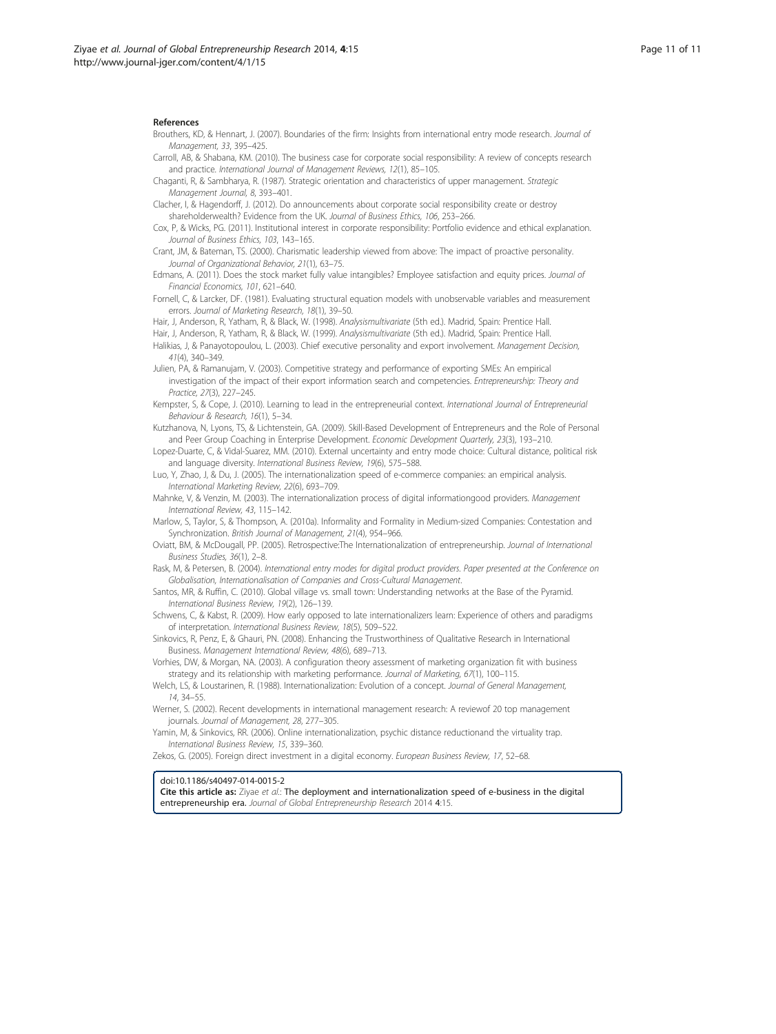## References

Brouthers, KD, & Hennart, J. (2007). Boundaries of the firm: Insights from international entry mode research. *Journal of Management, 33*, 395–425.

Carroll, AB, & Shabana, KM. (2010). The business case for corporate social responsibility: A review of concepts research and practice. *International Journal of Management Reviews, 12*(1), 85–105.

Chaganti, R, & Sambharya, R. (1987). Strategic orientation and characteristics of upper management. *Strategic Management Journal, 8*, 393–401.

Clacher, I, & Hagendorff, J. (2012). Do announcements about corporate social responsibility create or destroy shareholderwealth? Evidence from the UK. *Journal of Business Ethics, 106*, 253–266.

Cox, P, & Wicks, PG. (2011). Institutional interest in corporate responsibility: Portfolio evidence and ethical explanation. *Journal of Business Ethics, 103*, 143–165.

Crant, JM, & Bateman, TS. (2000). Charismatic leadership viewed from above: The impact of proactive personality. *Journal of Organizational Behavior, 21*(1), 63–75.

Edmans, A. (2011). Does the stock market fully value intangibles? Employee satisfaction and equity prices. *Journal of Financial Economics, 101*, 621–640.

Fornell, C, & Larcker, DF. (1981). Evaluating structural equation models with unobservable variables and measurement errors. *Journal of Marketing Research, 18*(1), 39–50.

Hair, J, Anderson, R, Yatham, R, & Black, W. (1998). *Analysismultivariate* (5th ed.). Madrid, Spain: Prentice Hall.

Hair, J, Anderson, R, Yatham, R, & Black, W. (1999). *Analysismultivariate* (5th ed.). Madrid, Spain: Prentice Hall.

Halikias, J, & Panayotopoulou, L. (2003). Chief executive personality and export involvement. *Management Decision, 41*(4), 340–349.

Julien, PA, & Ramanujam, V. (2003). Competitive strategy and performance of exporting SMEs: An empirical investigation of the impact of their export information search and competencies. *Entrepreneurship: Theory and Practice, 27*(3), 227–245.

Kempster, S, & Cope, J. (2010). Learning to lead in the entrepreneurial context. *International Journal of Entrepreneurial Behaviour & Research, 16*(1), 5–34.

Kutzhanova, N, Lyons, TS, & Lichtenstein, GA. (2009). Skill-Based Development of Entrepreneurs and the Role of Personal and Peer Group Coaching in Enterprise Development. *Economic Development Quarterly, 23*(3), 193–210.

Lopez-Duarte, C, & Vidal-Suarez, MM. (2010). External uncertainty and entry mode choice: Cultural distance, political risk and language diversity. *International Business Review, 19*(6), 575–588.

Luo, Y, Zhao, J, & Du, J. (2005). The internationalization speed of e-commerce companies: an empirical analysis. *International Marketing Review, 22*(6), 693–709.

Mahnke, V, & Venzin, M. (2003). The internationalization process of digital informationgood providers. *Management International Review, 43*, 115–142.

Marlow, S, Taylor, S, & Thompson, A. (2010a). Informality and Formality in Medium-sized Companies: Contestation and Synchronization. *British Journal of Management, 21*(4), 954–966.

Oviatt, BM, & McDougall, PP. (2005). Retrospective:The Internationalization of entrepreneurship. *Journal of International Business Studies, 36*(1), 2–8.

Rask, M, & Petersen, B. (2004). *International entry modes for digital product providers. Paper presented at the Conference on Globalisation, Internationalisation of Companies and Cross-Cultural Management*.

Santos, MR, & Ruffin, C. (2010). Global village vs. small town: Understanding networks at the Base of the Pyramid. *International Business Review, 19*(2), 126–139.

Schwens, C, & Kabst, R. (2009). How early opposed to late internationalizers learn: Experience of others and paradigms of interpretation. *International Business Review, 18*(5), 509–522.

Sinkovics, R, Penz, E, & Ghauri, PN. (2008). Enhancing the Trustworthiness of Qualitative Research in International Business. *Management International Review, 48*(6), 689–713.

Vorhies, DW, & Morgan, NA. (2003). A configuration theory assessment of marketing organization fit with business strategy and its relationship with marketing performance. *Journal of Marketing, 67*(1), 100–115.

Welch, LS, & Loustarinen, R. (1988). Internationalization: Evolution of a concept. *Journal of General Management, 14*, 34–55.

Werner, S. (2002). Recent developments in international management research: A reviewof 20 top management journals. *Journal of Management, 28*, 277–305.

Yamin, M, & Sinkovics, RR. (2006). Online internationalization, psychic distance reductionand the virtuality trap. *International Business Review, 15*, 339–360.

Zekos, G. (2005). Foreign direct investment in a digital economy. *European Business Review, 17*, 52–68.

doi:10.1186/s40497-014-0015-2

**Cite this article as:** Ziyae *et al.*: The deployment and internationalization speed of e-business in the digital entrepreneurship era. *Journal of Global Entrepreneurship Research* 2014 **4**:15.